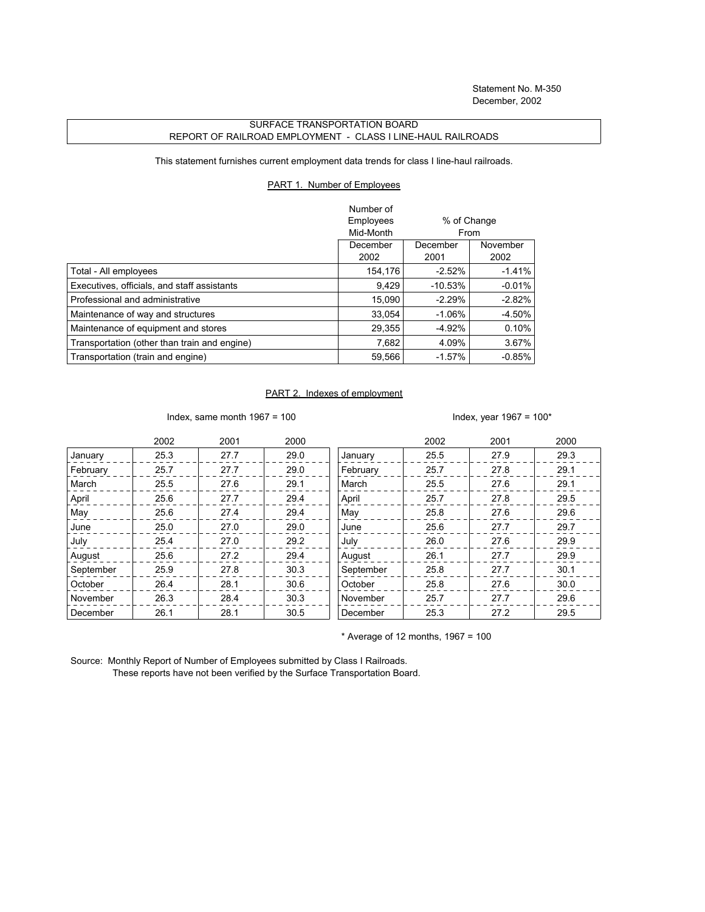Statement No. M-350
December, 2002

# SURFACE TRANSPORTATION BOARD
## REPORT OF RAILROAD EMPLOYMENT - CLASS I LINE-HAUL RAILROADS

This statement furnishes current employment data trends for class I line-haul railroads.

### PART 1. Number of Employees

| | Number of Employees Mid-Month | % of Change From | |
|---|---|---|---|
| | December 2002 | December 2001 | November 2002 |
| Total - All employees | 154,176 | -2.52% | -1.41% |
| Executives, officials, and staff assistants | 9,429 | -10.53% | -0.01% |
| Professional and administrative | 15,090 | -2.29% | -2.82% |
| Maintenance of way and structures | 33,054 | -1.06% | -4.50% |
| Maintenance of equipment and stores | 29,355 | -4.92% | 0.10% |
| Transportation (other than train and engine) | 7,682 | 4.09% | 3.67% |
| Transportation (train and engine) | 59,566 | -1.57% | -0.85% |

### PART 2. Indexes of employment

Index, same month 1967 = 100

| | 2002 | 2001 | 2000 |
|---|---|---|---|
| January | 25.3 | 27.7 | 29.0 |
| February | 25.7 | 27.7 | 29.0 |
| March | 25.5 | 27.6 | 29.1 |
| April | 25.6 | 27.7 | 29.4 |
| May | 25.6 | 27.4 | 29.4 |
| June | 25.0 | 27.0 | 29.0 |
| July | 25.4 | 27.0 | 29.2 |
| August | 25.6 | 27.2 | 29.4 |
| September | 25.9 | 27.8 | 30.3 |
| October | 26.4 | 28.1 | 30.6 |
| November | 26.3 | 28.4 | 30.3 |
| December | 26.1 | 28.1 | 30.5 |

Index, year 1967 = 100*

| | 2002 | 2001 | 2000 |
|---|---|---|---|
| January | 25.5 | 27.9 | 29.3 |
| February | 25.7 | 27.8 | 29.1 |
| March | 25.5 | 27.6 | 29.1 |
| April | 25.7 | 27.8 | 29.5 |
| May | 25.8 | 27.6 | 29.6 |
| June | 25.6 | 27.7 | 29.7 |
| July | 26.0 | 27.6 | 29.9 |
| August | 26.1 | 27.7 | 29.9 |
| September | 25.8 | 27.7 | 30.1 |
| October | 25.8 | 27.6 | 30.0 |
| November | 25.7 | 27.7 | 29.6 |
| December | 25.3 | 27.2 | 29.5 |

\* Average of 12 months, 1967 = 100

Source: Monthly Report of Number of Employees submitted by Class I Railroads.
These reports have not been verified by the Surface Transportation Board.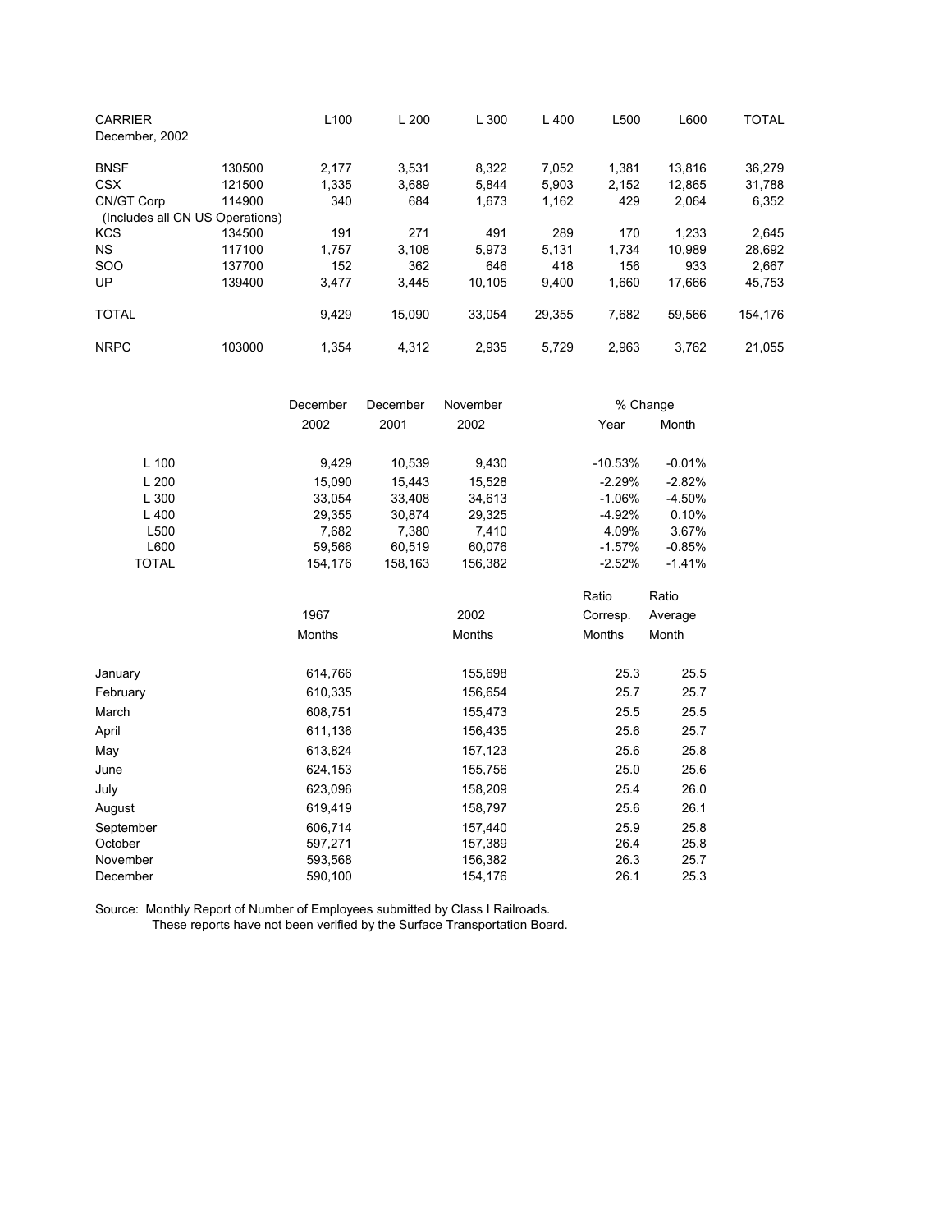| CARRIER December, 2002 | | L100 | L 200 | L 300 | L 400 | L500 | L600 | TOTAL |
|---|---|---|---|---|---|---|---|---|
| BNSF | 130500 | 2,177 | 3,531 | 8,322 | 7,052 | 1,381 | 13,816 | 36,279 |
| CSX | 121500 | 1,335 | 3,689 | 5,844 | 5,903 | 2,152 | 12,865 | 31,788 |
| CN/GT Corp (Includes all CN US Operations) | 114900 | 340 | 684 | 1,673 | 1,162 | 429 | 2,064 | 6,352 |
| KCS | 134500 | 191 | 271 | 491 | 289 | 170 | 1,233 | 2,645 |
| NS | 117100 | 1,757 | 3,108 | 5,973 | 5,131 | 1,734 | 10,989 | 28,692 |
| SOO | 137700 | 152 | 362 | 646 | 418 | 156 | 933 | 2,667 |
| UP | 139400 | 3,477 | 3,445 | 10,105 | 9,400 | 1,660 | 17,666 | 45,753 |
| TOTAL | | 9,429 | 15,090 | 33,054 | 29,355 | 7,682 | 59,566 | 154,176 |
| NRPC | 103000 | 1,354 | 4,312 | 2,935 | 5,729 | 2,963 | 3,762 | 21,055 |

| | December 2002 | December 2001 | November 2002 | % Change Year | % Change Month |
|---|---|---|---|---|---|
| L 100 | 9,429 | 10,539 | 9,430 | -10.53% | -0.01% |
| L 200 | 15,090 | 15,443 | 15,528 | -2.29% | -2.82% |
| L 300 | 33,054 | 33,408 | 34,613 | -1.06% | -4.50% |
| L 400 | 29,355 | 30,874 | 29,325 | -4.92% | 0.10% |
| L500 | 7,682 | 7,380 | 7,410 | 4.09% | 3.67% |
| L600 | 59,566 | 60,519 | 60,076 | -1.57% | -0.85% |
| TOTAL | 154,176 | 158,163 | 156,382 | -2.52% | -1.41% |

| | 1967 Months | 2002 Months | Ratio Corresp. Months | Ratio Average Month |
|---|---|---|---|---|
| January | 614,766 | 155,698 | 25.3 | 25.5 |
| February | 610,335 | 156,654 | 25.7 | 25.7 |
| March | 608,751 | 155,473 | 25.5 | 25.5 |
| April | 611,136 | 156,435 | 25.6 | 25.7 |
| May | 613,824 | 157,123 | 25.6 | 25.8 |
| June | 624,153 | 155,756 | 25.0 | 25.6 |
| July | 623,096 | 158,209 | 25.4 | 26.0 |
| August | 619,419 | 158,797 | 25.6 | 26.1 |
| September | 606,714 | 157,440 | 25.9 | 25.8 |
| October | 597,271 | 157,389 | 26.4 | 25.8 |
| November | 593,568 | 156,382 | 26.3 | 25.7 |
| December | 590,100 | 154,176 | 26.1 | 25.3 |

Source: Monthly Report of Number of Employees submitted by Class I Railroads.
These reports have not been verified by the Surface Transportation Board.